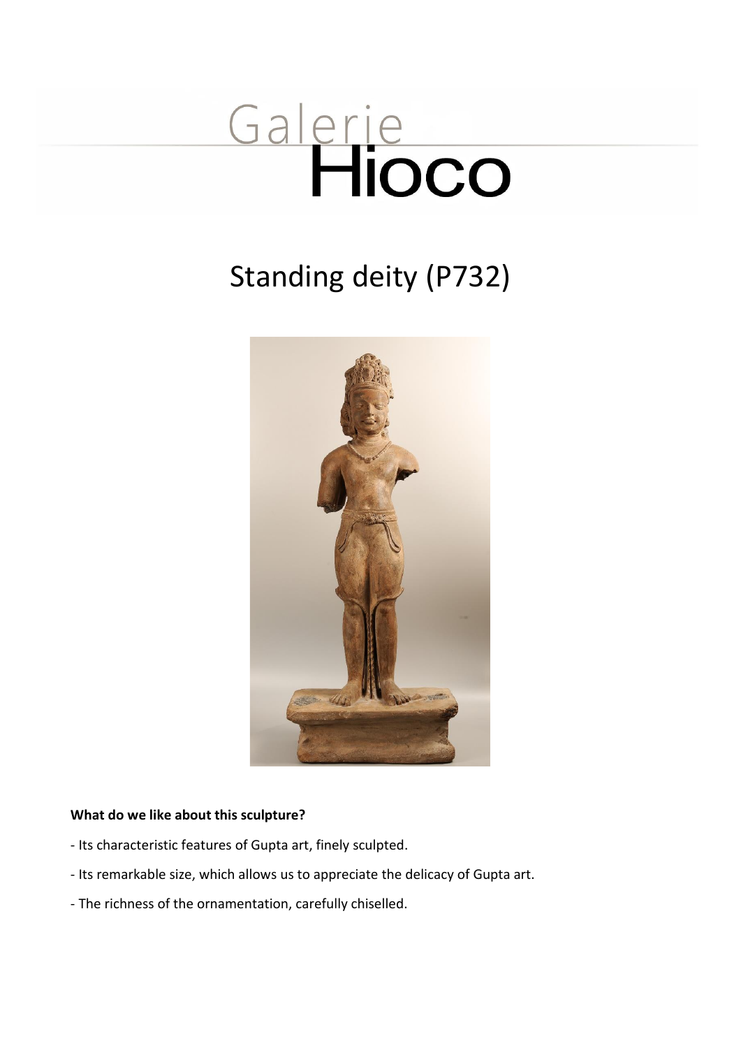Galerie
Hioco

# Standing deity (P732)

**What do we like about this sculpture?**

- Its characteristic features of Gupta art, finely sculpted.
- Its remarkable size, which allows us to appreciate the delicacy of Gupta art.
- The richness of the ornamentation, carefully chiselled.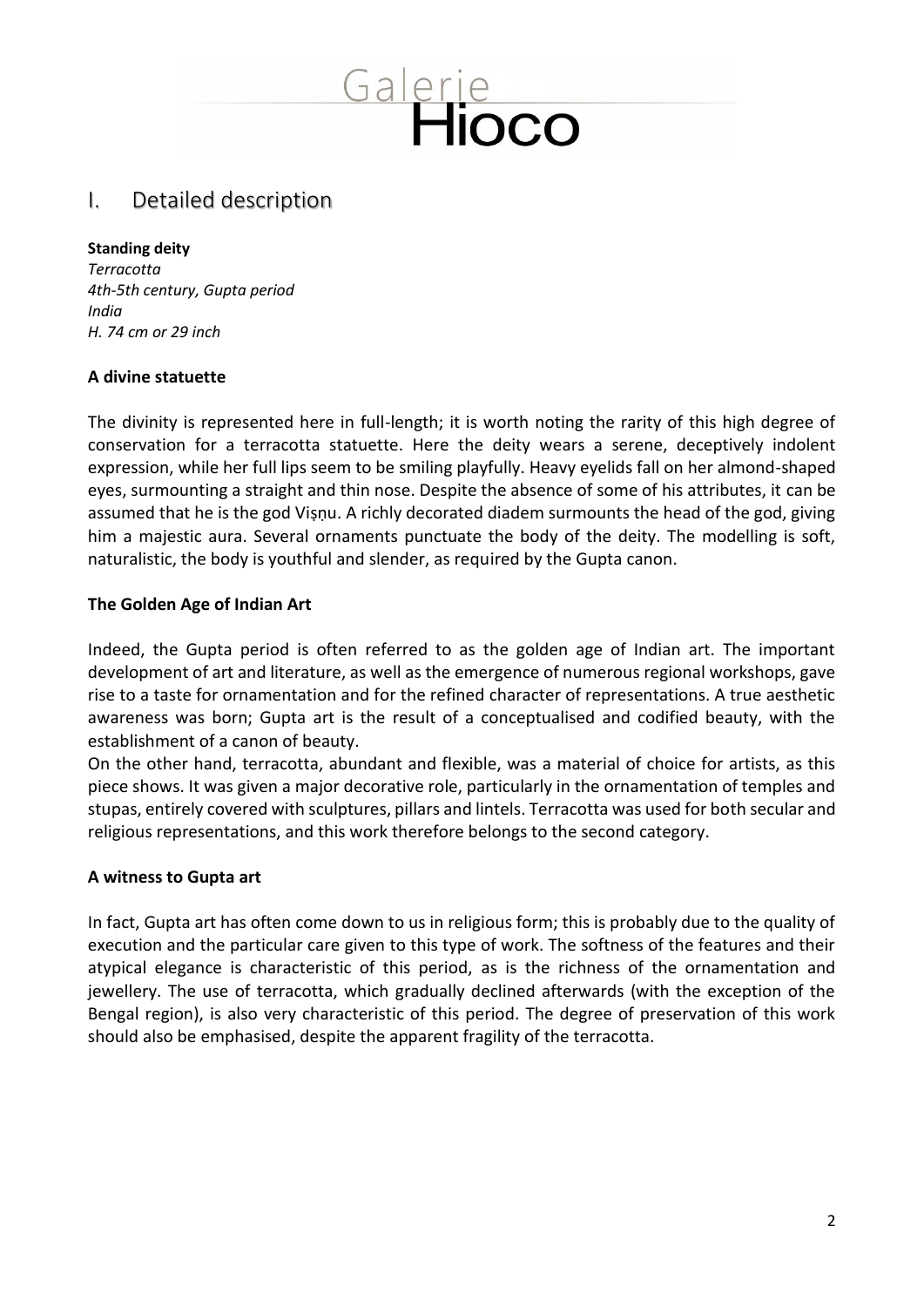## I. Detailed description

**Standing deity**
*Terracotta*
*4th-5th century, Gupta period*
*India*
*H. 74 cm or 29 inch*

### A divine statuette

The divinity is represented here in full-length; it is worth noting the rarity of this high degree of conservation for a terracotta statuette. Here the deity wears a serene, deceptively indolent expression, while her full lips seem to be smiling playfully. Heavy eyelids fall on her almond-shaped eyes, surmounting a straight and thin nose. Despite the absence of some of his attributes, it can be assumed that he is the god Viṣṇu. A richly decorated diadem surmounts the head of the god, giving him a majestic aura. Several ornaments punctuate the body of the deity. The modelling is soft, naturalistic, the body is youthful and slender, as required by the Gupta canon.

### The Golden Age of Indian Art

Indeed, the Gupta period is often referred to as the golden age of Indian art. The important development of art and literature, as well as the emergence of numerous regional workshops, gave rise to a taste for ornamentation and for the refined character of representations. A true aesthetic awareness was born; Gupta art is the result of a conceptualised and codified beauty, with the establishment of a canon of beauty.

On the other hand, terracotta, abundant and flexible, was a material of choice for artists, as this piece shows. It was given a major decorative role, particularly in the ornamentation of temples and stupas, entirely covered with sculptures, pillars and lintels. Terracotta was used for both secular and religious representations, and this work therefore belongs to the second category.

### A witness to Gupta art

In fact, Gupta art has often come down to us in religious form; this is probably due to the quality of execution and the particular care given to this type of work. The softness of the features and their atypical elegance is characteristic of this period, as is the richness of the ornamentation and jewellery. The use of terracotta, which gradually declined afterwards (with the exception of the Bengal region), is also very characteristic of this period. The degree of preservation of this work should also be emphasised, despite the apparent fragility of the terracotta.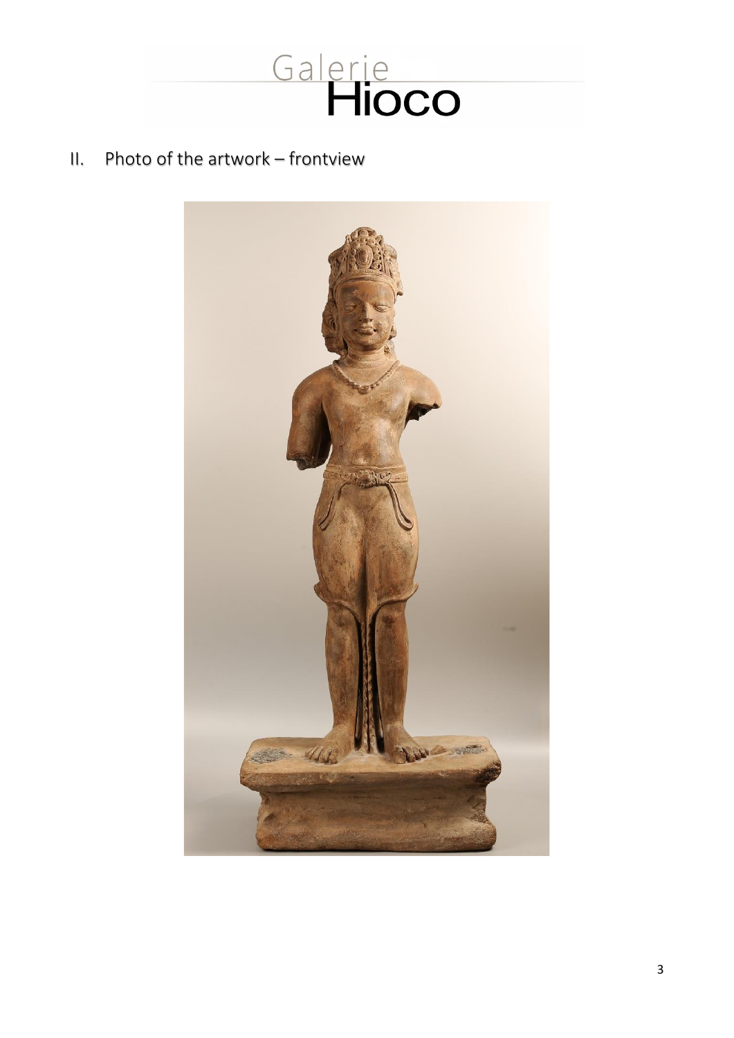Galerie Hioco

## II. Photo of the artwork – frontview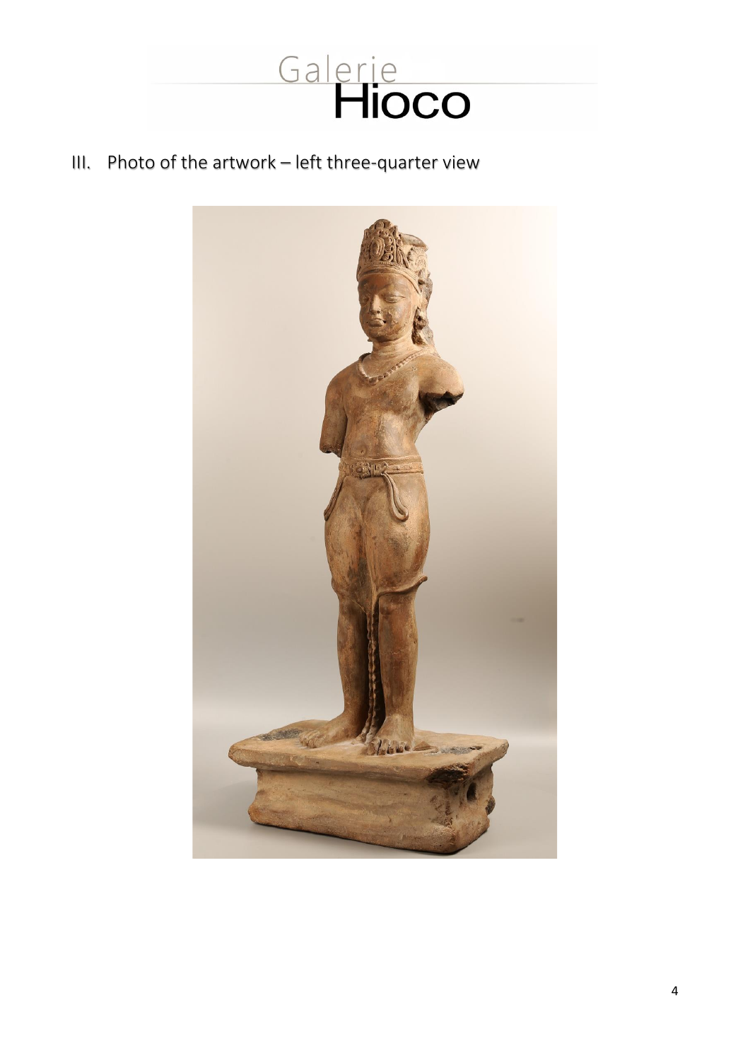## III. Photo of the artwork – left three-quarter view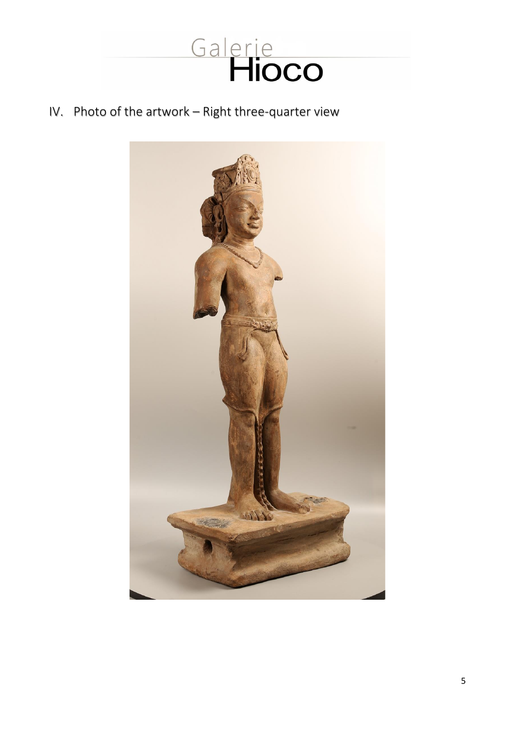## IV. Photo of the artwork – Right three-quarter view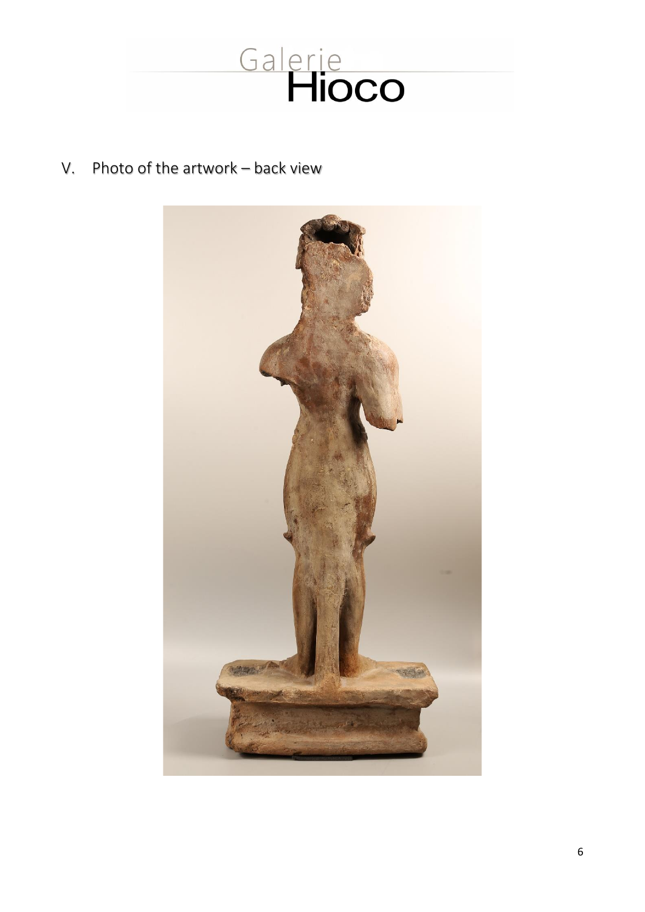V. Photo of the artwork – back view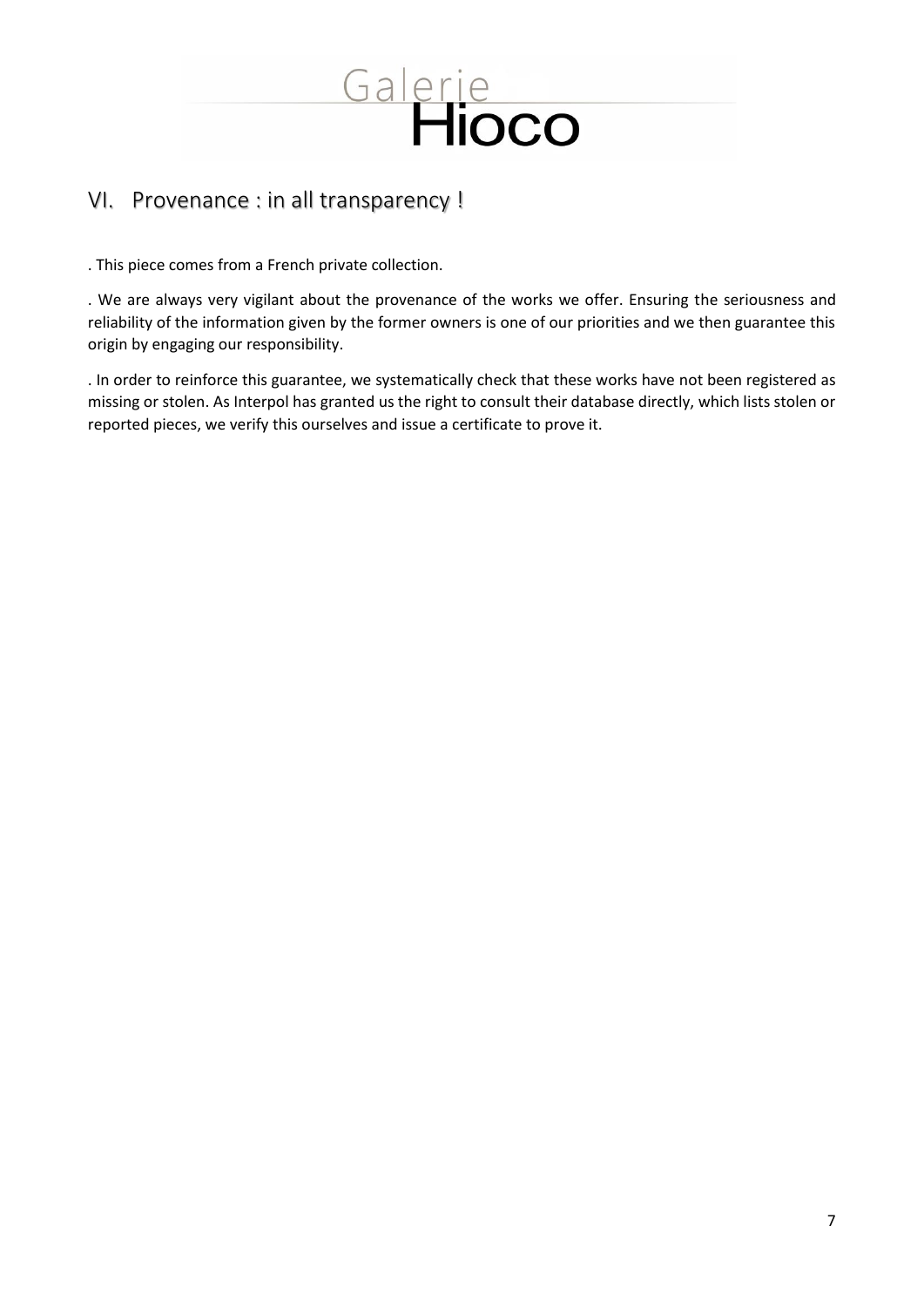## VI. Provenance : in all transparency !

. This piece comes from a French private collection.

. We are always very vigilant about the provenance of the works we offer. Ensuring the seriousness and reliability of the information given by the former owners is one of our priorities and we then guarantee this origin by engaging our responsibility.

. In order to reinforce this guarantee, we systematically check that these works have not been registered as missing or stolen. As Interpol has granted us the right to consult their database directly, which lists stolen or reported pieces, we verify this ourselves and issue a certificate to prove it.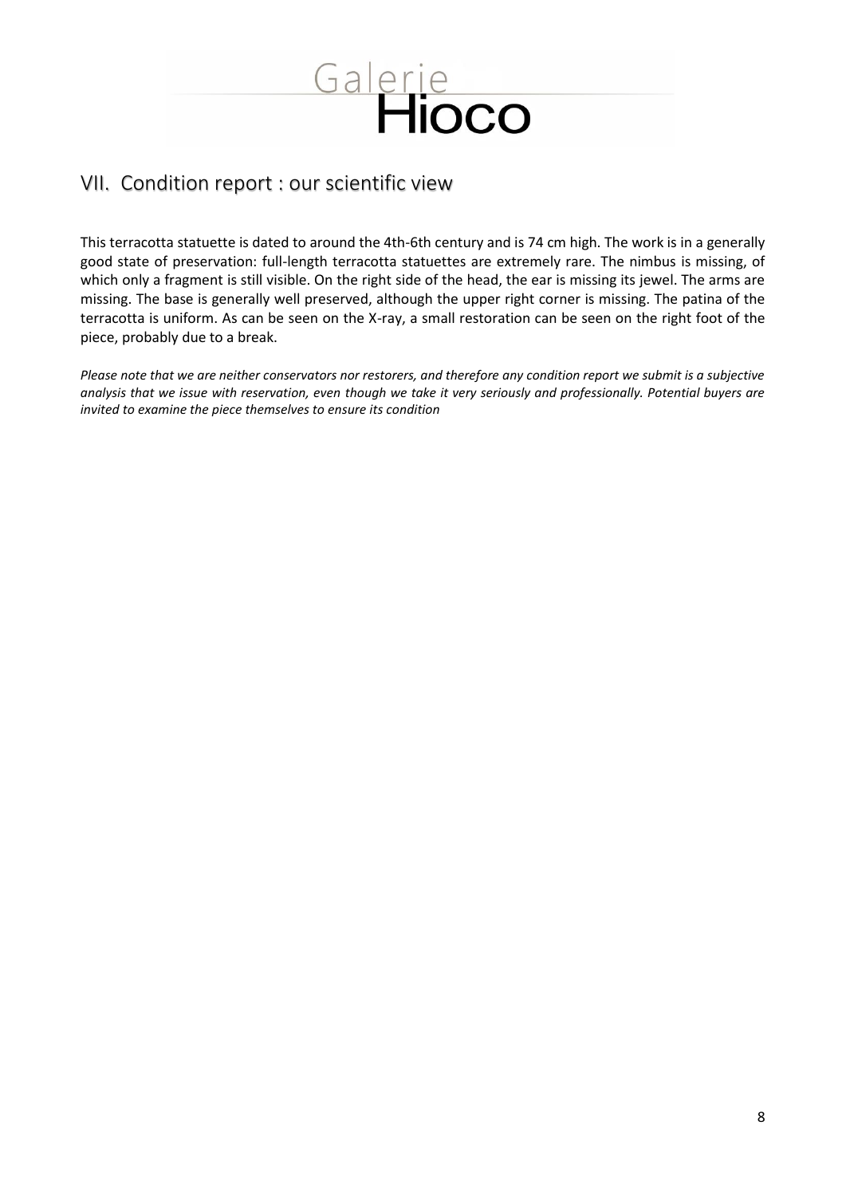## VII. Condition report : our scientific view

This terracotta statuette is dated to around the 4th-6th century and is 74 cm high. The work is in a generally good state of preservation: full-length terracotta statuettes are extremely rare. The nimbus is missing, of which only a fragment is still visible. On the right side of the head, the ear is missing its jewel. The arms are missing. The base is generally well preserved, although the upper right corner is missing. The patina of the terracotta is uniform. As can be seen on the X-ray, a small restoration can be seen on the right foot of the piece, probably due to a break.

*Please note that we are neither conservators nor restorers, and therefore any condition report we submit is a subjective analysis that we issue with reservation, even though we take it very seriously and professionally. Potential buyers are invited to examine the piece themselves to ensure its condition*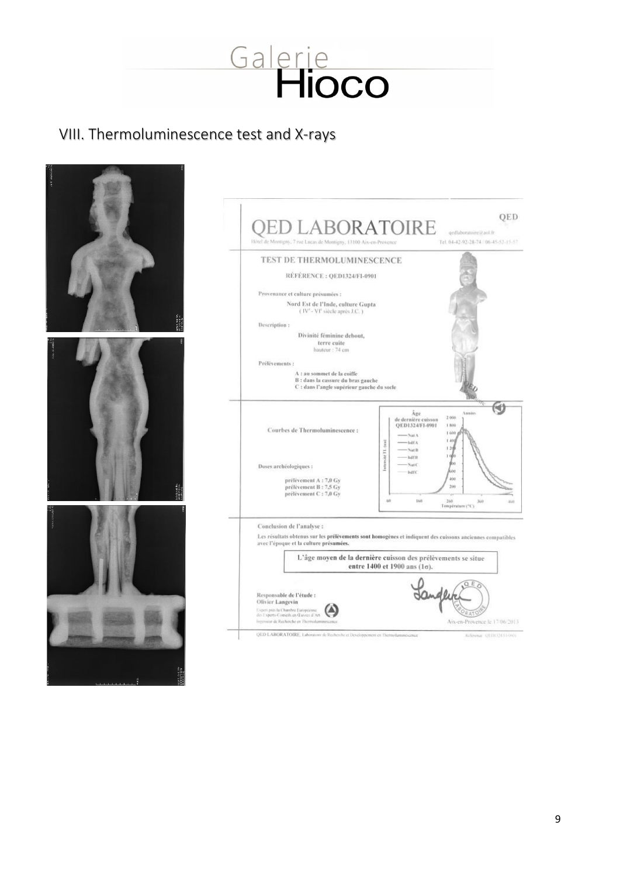## VIII. Thermoluminescence test and X-rays

QED LABORATOIRE

QED

Hôtel de Montigny, 7 rue Lucas de Montigny, 13100 Aix-en-Provence

qedlaboratoire@aol.fr

Tel. 04-42-92-28-74 / 06-45-52-15-57

### TEST DE THERMOLUMINESCENCE

RÉFÉRENCE : QED1324/FI-0901

**Provenance et culture présumées :**

Nord Est de l'Inde, culture Gupta
( IV$^{e}$ - VI$^{e}$ siècle après J.C. )

**Description :**

Divinité féminine debout,
terre cuite
hauteur : 74 cm

**Prélèvements :**

A : au sommet de la coiffe
B : dans la cassure du bras gauche
C : dans l'angle supérieur gauche du socle

**Courbes de Thermoluminescence :**

Âge de dernière cuisson QED1324/FI-0901

Nat A, bdf A, Nat B, bdf B, Nat C, bdf C

Intensité TL (ua)

Années: 2 000, 1 800, 1 600, 1 400, 1 200, 1 000, 800, 600, 400, 200

Température (°C): 60, 160, 260, 360, 460

**Doses archéologiques :**

prélèvement A : 7,0 Gy
prélèvement B : 7,5 Gy
prélèvement C : 7,0 Gy

**Conclusion de l'analyse :**

Les résultats obtenus sur les **prélèvements** sont homogènes et indiquent des cuissons anciennes compatibles avec l'époque et la culture **présumées.**

**L'âge moyen de la dernière cuisson des prélèvements se situe entre 1400 et 1900 ans (1σ).**

**Responsable de l'étude :**
**Olivier Langevin**
Expert près la Chambre Européenne des Experts-Conseils en Œuvres d'Art
Ingénieur de Recherche en Thermoluminescence

Aix-en-Provence le 17/06/2013

QED LABORATOIRE, Laboratoire de Recherche et Développement en Thermoluminescence

Référence : QED1324/FI-0901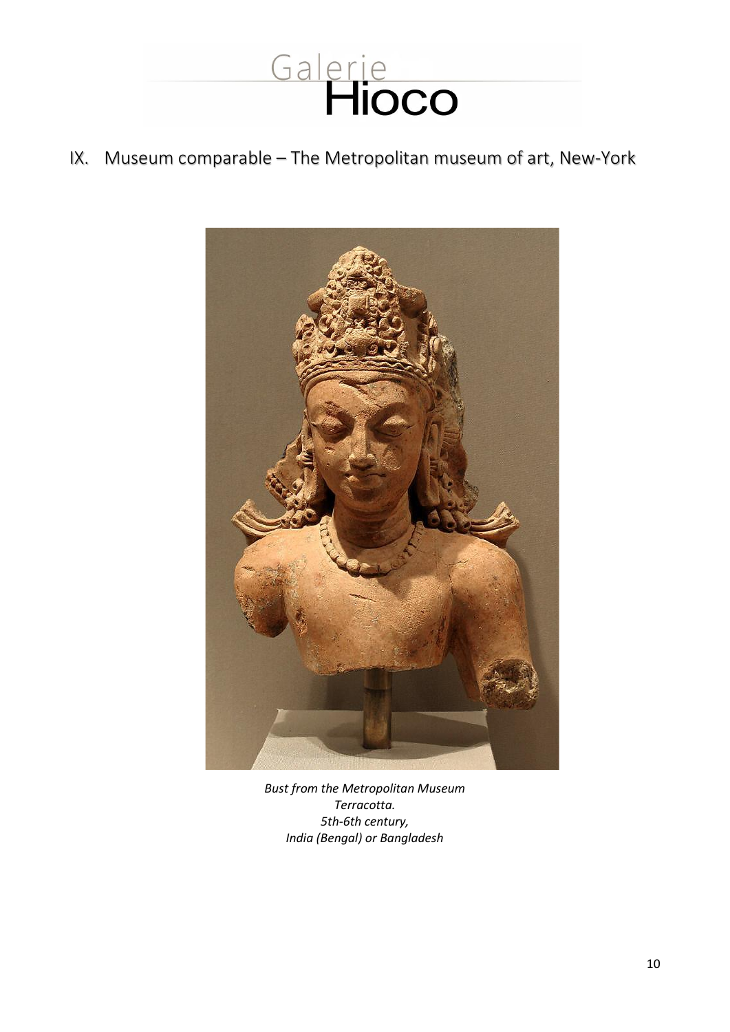## IX. Museum comparable – The Metropolitan museum of art, New-York

*Bust from the Metropolitan Museum*
*Terracotta.*
*5th-6th century,*
*India (Bengal) or Bangladesh*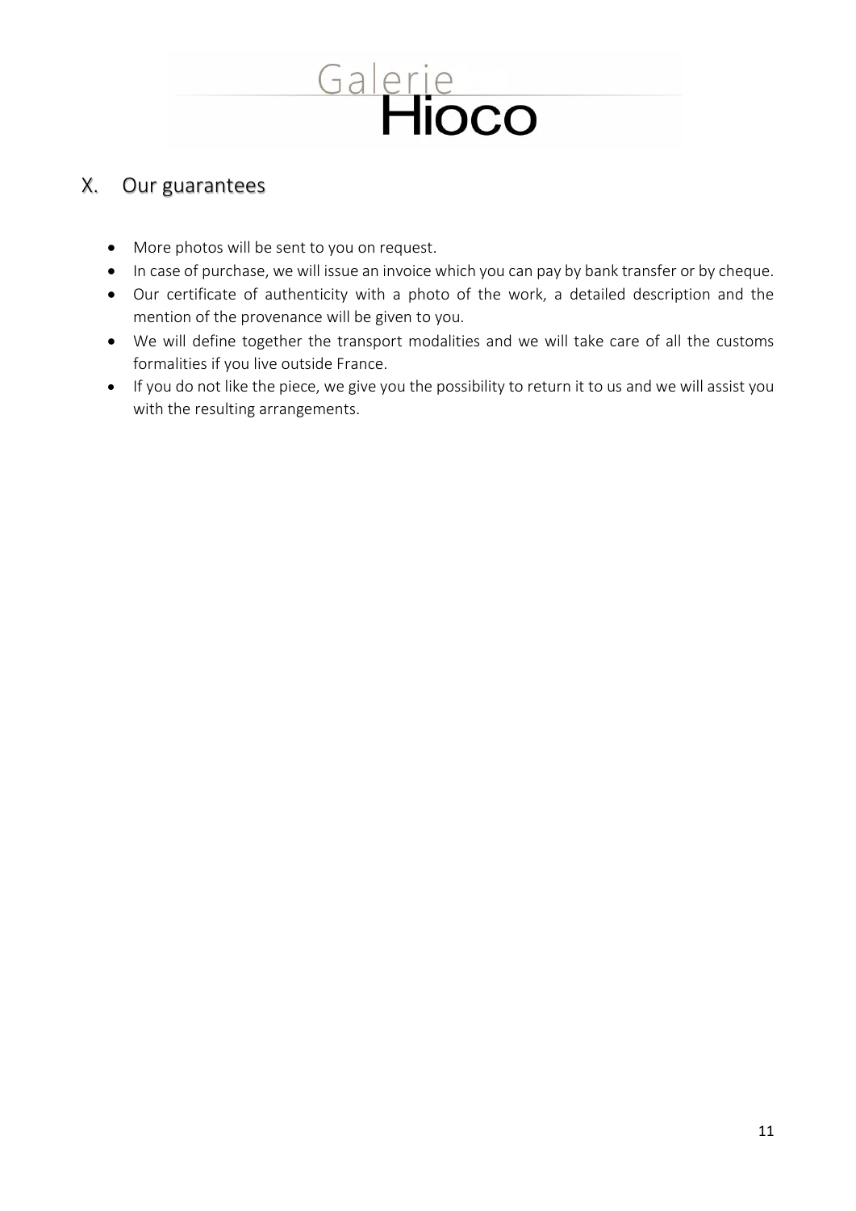## X. Our guarantees

- More photos will be sent to you on request.
- In case of purchase, we will issue an invoice which you can pay by bank transfer or by cheque.
- Our certificate of authenticity with a photo of the work, a detailed description and the mention of the provenance will be given to you.
- We will define together the transport modalities and we will take care of all the customs formalities if you live outside France.
- If you do not like the piece, we give you the possibility to return it to us and we will assist you with the resulting arrangements.